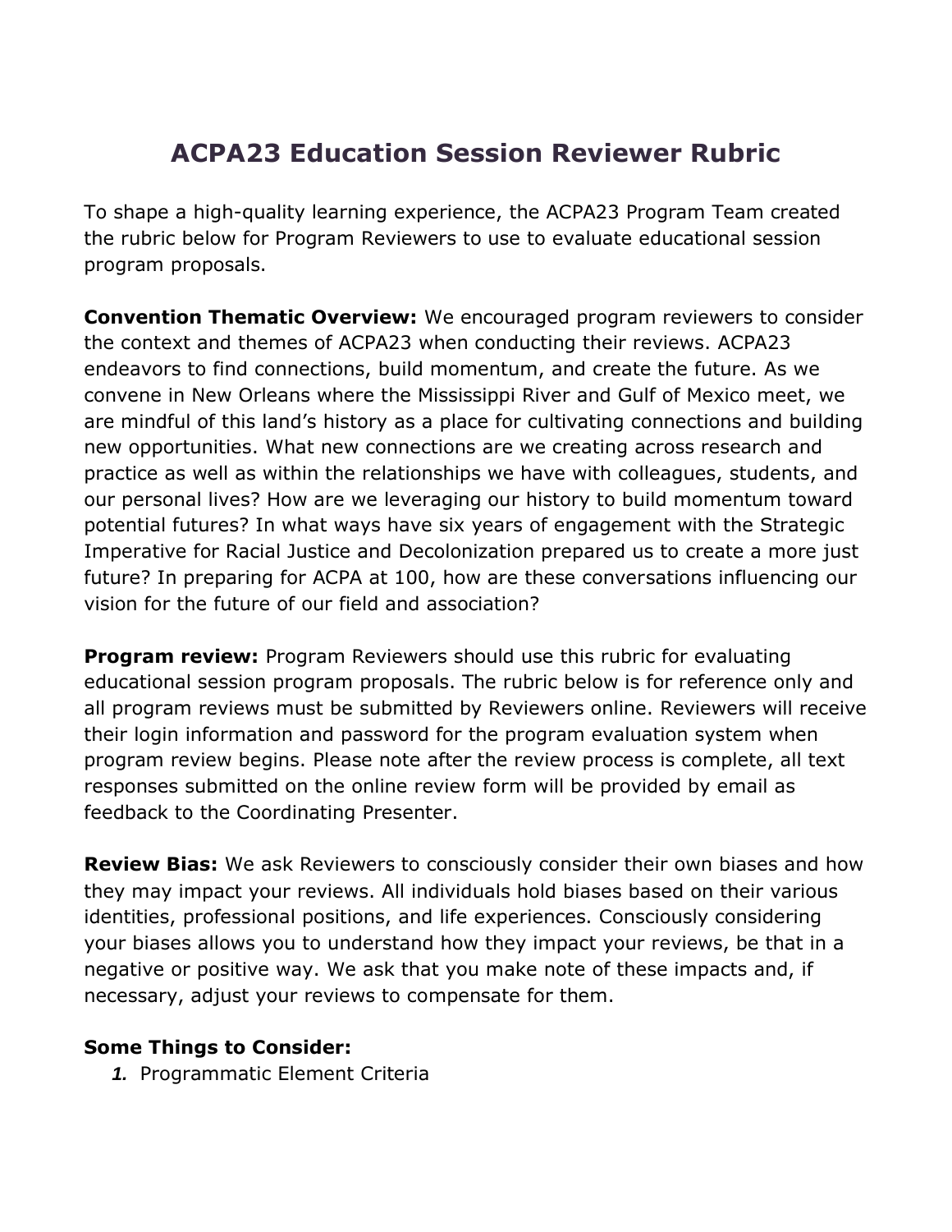# ACPA23 Education Session Reviewer Rubric

To shape a high-quality learning experience, the ACPA23 Program Team created the rubric below for Program Reviewers to use to evaluate educational session program proposals.

**Convention Thematic Overview:** We encouraged program reviewers to consider the context and themes of ACPA23 when conducting their reviews. ACPA23 endeavors to find connections, build momentum, and create the future. As we convene in New Orleans where the Mississippi River and Gulf of Mexico meet, we are mindful of this land's history as a place for cultivating connections and building new opportunities. What new connections are we creating across research and practice as well as within the relationships we have with colleagues, students, and our personal lives? How are we leveraging our history to build momentum toward potential futures? In what ways have six years of engagement with the Strategic Imperative for Racial Justice and Decolonization prepared us to create a more just future? In preparing for ACPA at 100, how are these conversations influencing our vision for the future of our field and association?

**Program review:** Program Reviewers should use this rubric for evaluating educational session program proposals. The rubric below is for reference only and all program reviews must be submitted by Reviewers online. Reviewers will receive their login information and password for the program evaluation system when program review begins. Please note after the review process is complete, all text responses submitted on the online review form will be provided by email as feedback to the Coordinating Presenter.

**Review Bias:** We ask Reviewers to consciously consider their own biases and how they may impact your reviews. All individuals hold biases based on their various identities, professional positions, and life experiences. Consciously considering your biases allows you to understand how they impact your reviews, be that in a negative or positive way. We ask that you make note of these impacts and, if necessary, adjust your reviews to compensate for them.

**Some Things to Consider:**

1. Programmatic Element Criteria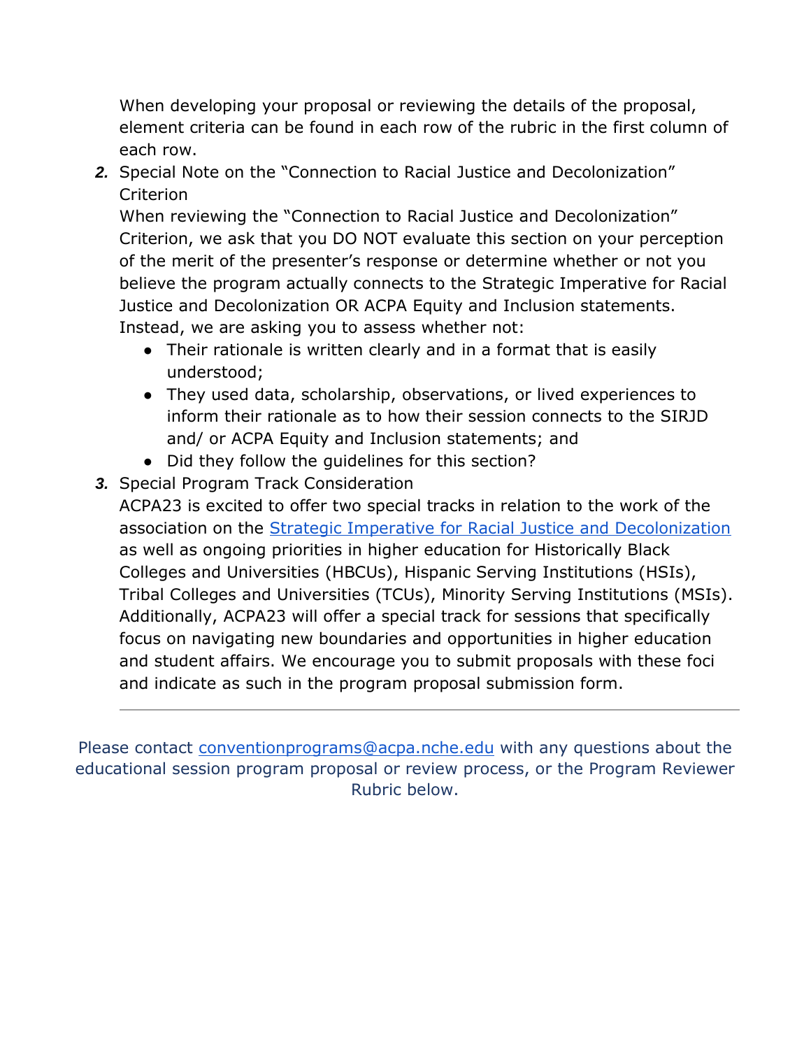When developing your proposal or reviewing the details of the proposal, element criteria can be found in each row of the rubric in the first column of each row.

2. Special Note on the "Connection to Racial Justice and Decolonization" Criterion
   When reviewing the "Connection to Racial Justice and Decolonization" Criterion, we ask that you DO NOT evaluate this section on your perception of the merit of the presenter's response or determine whether or not you believe the program actually connects to the Strategic Imperative for Racial Justice and Decolonization OR ACPA Equity and Inclusion statements. Instead, we are asking you to assess whether not:
   - Their rationale is written clearly and in a format that is easily understood;
   - They used data, scholarship, observations, or lived experiences to inform their rationale as to how their session connects to the SIRJD and/ or ACPA Equity and Inclusion statements; and
   - Did they follow the guidelines for this section?
3. Special Program Track Consideration
   ACPA23 is excited to offer two special tracks in relation to the work of the association on the [Strategic Imperative for Racial Justice and Decolonization](#) as well as ongoing priorities in higher education for Historically Black Colleges and Universities (HBCUs), Hispanic Serving Institutions (HSIs), Tribal Colleges and Universities (TCUs), Minority Serving Institutions (MSIs). Additionally, ACPA23 will offer a special track for sessions that specifically focus on navigating new boundaries and opportunities in higher education and student affairs. We encourage you to submit proposals with these foci and indicate as such in the program proposal submission form.

---

Please contact conventionprograms@acpa.nche.edu with any questions about the educational session program proposal or review process, or the Program Reviewer Rubric below.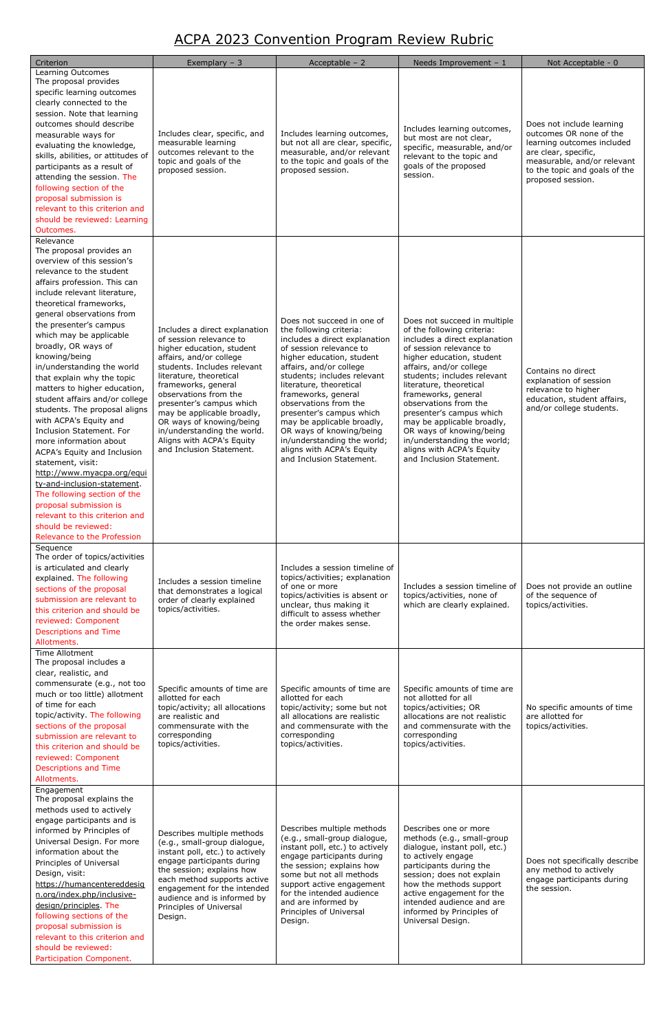# ACPA 2023 Convention Program Review Rubric

| Criterion | Exemplary – 3 | Acceptable – 2 | Needs Improvement – 1 | Not Acceptable - 0 |
|---|---|---|---|---|
| Learning Outcomes<br>The proposal provides specific learning outcomes clearly connected to the session. Note that learning outcomes should describe measurable ways for evaluating the knowledge, skills, abilities, or attitudes of participants as a result of attending the session. The following section of the proposal submission is relevant to this criterion and should be reviewed: Learning Outcomes. | Includes clear, specific, and measurable learning outcomes relevant to the topic and goals of the proposed session. | Includes learning outcomes, but not all are clear, specific, measurable, and/or relevant to the topic and goals of the proposed session. | Includes learning outcomes, but most are not clear, specific, measurable, and/or relevant to the topic and goals of the proposed session. | Does not include learning outcomes OR none of the learning outcomes included are clear, specific, measurable, and/or relevant to the topic and goals of the proposed session. |
| Relevance<br>The proposal provides an overview of this session's relevance to the student affairs profession. This can include relevant literature, theoretical frameworks, general observations from the presenter's campus which may be applicable broadly, OR ways of knowing/being in/understanding the world that explain why the topic matters to higher education, student affairs and/or college students. The proposal aligns with ACPA's Equity and Inclusion Statement. For more information about ACPA's Equity and Inclusion statement, visit: http://www.myacpa.org/equity-and-inclusion-statement. The following section of the proposal submission is relevant to this criterion and should be reviewed: Relevance to the Profession | Includes a direct explanation of session relevance to higher education, student affairs, and/or college students. Includes relevant literature, theoretical frameworks, general observations from the presenter's campus which may be applicable broadly, OR ways of knowing/being in/understanding the world. Aligns with ACPA's Equity and Inclusion Statement. | Does not succeed in one of the following criteria: includes a direct explanation of session relevance to higher education, student affairs, and/or college students; includes relevant literature, theoretical frameworks, general observations from the presenter's campus which may be applicable broadly, OR ways of knowing/being in/understanding the world; aligns with ACPA's Equity and Inclusion Statement. | Does not succeed in multiple of the following criteria: includes a direct explanation of session relevance to higher education, student affairs, and/or college students; includes relevant literature, theoretical frameworks, general observations from the presenter's campus which may be applicable broadly, OR ways of knowing/being in/understanding the world; aligns with ACPA's Equity and Inclusion Statement. | Contains no direct explanation of session relevance to higher education, student affairs, and/or college students. |
| Sequence<br>The order of topics/activities is articulated and clearly explained. The following sections of the proposal submission are relevant to this criterion and should be reviewed: Component Descriptions and Time Allotments. | Includes a session timeline that demonstrates a logical order of clearly explained topics/activities. | Includes a session timeline of topics/activities; explanation of one or more topics/activities is absent or unclear, thus making it difficult to assess whether the order makes sense. | Includes a session timeline of topics/activities, none of which are clearly explained. | Does not provide an outline of the sequence of topics/activities. |
| Time Allotment<br>The proposal includes a clear, realistic, and commensurate (e.g., not too much or too little) allotment of time for each topic/activity. The following sections of the proposal submission are relevant to this criterion and should be reviewed: Component Descriptions and Time Allotments. | Specific amounts of time are allotted for each topic/activity; all allocations are realistic and commensurate with the corresponding topics/activities. | Specific amounts of time are allotted for each topic/activity; some but not all allocations are realistic and commensurate with the corresponding topics/activities. | Specific amounts of time are not allotted for all topics/activities; OR allocations are not realistic and commensurate with the corresponding topics/activities. | No specific amounts of time are allotted for topics/activities. |
| Engagement<br>The proposal explains the methods used to actively engage participants and is informed by Principles of Universal Design. For more information about the Principles of Universal Design, visit: https://humancentereddesign.org/index.php/inclusive-design/principles. The following sections of the proposal submission is relevant to this criterion and should be reviewed: Participation Component. | Describes multiple methods (e.g., small-group dialogue, instant poll, etc.) to actively engage participants during the session; explains how each method supports active engagement for the intended audience and is informed by Principles of Universal Design. | Describes multiple methods (e.g., small-group dialogue, instant poll, etc.) to actively engage participants during the session; explains how some but not all methods support active engagement for the intended audience and and are informed by Principles of Universal Design. | Describes one or more methods (e.g., small-group dialogue, instant poll, etc.) to actively engage participants during the session; does not explain how the methods support active engagement for the intended audience and are informed by Principles of Universal Design. | Does not specifically describe any method to actively engage participants during the session. |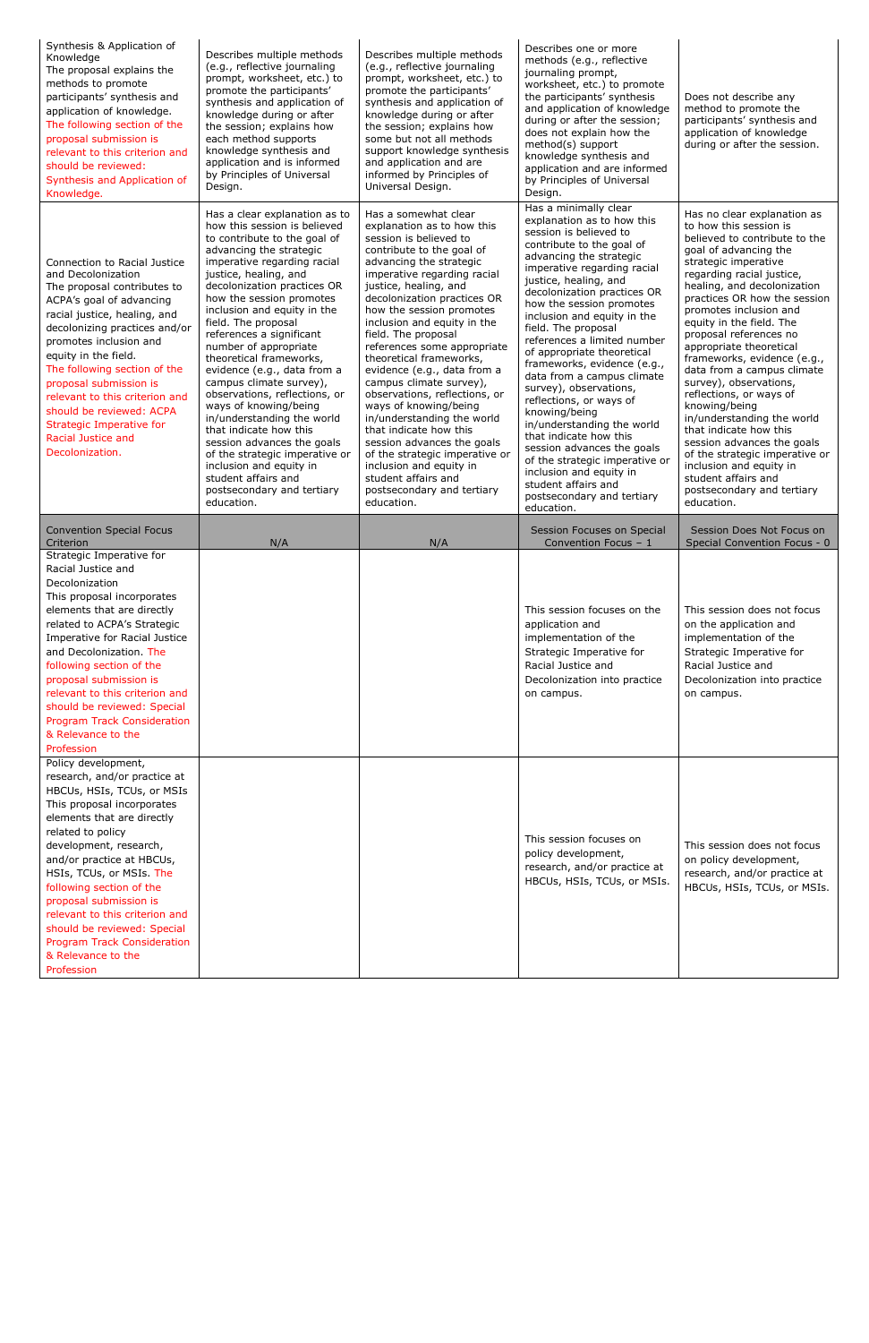| | | | | |
|---|---|---|---|---|
| Synthesis & Application of Knowledge<br>The proposal explains the methods to promote participants' synthesis and application of knowledge. The following section of the proposal submission is relevant to this criterion and should be reviewed: Synthesis and Application of Knowledge. | Describes multiple methods (e.g., reflective journaling prompt, worksheet, etc.) to promote the participants' synthesis and application of knowledge during or after the session; explains how each method supports knowledge synthesis and application and is informed by Principles of Universal Design. | Describes multiple methods (e.g., reflective journaling prompt, worksheet, etc.) to promote the participants' synthesis and application of knowledge during or after the session; explains how some but not all methods support knowledge synthesis and application and are informed by Principles of Universal Design. | Describes one or more methods (e.g., reflective journaling prompt, worksheet, etc.) to promote the participants' synthesis and application of knowledge during or after the session; does not explain how the method(s) support knowledge synthesis and application and are informed by Principles of Universal Design. | Does not describe any method to promote the participants' synthesis and application of knowledge during or after the session. |
| Connection to Racial Justice and Decolonization<br>The proposal contributes to ACPA's goal of advancing racial justice, healing, and decolonizing practices and/or promotes inclusion and equity in the field. The following section of the proposal submission is relevant to this criterion and should be reviewed: ACPA Strategic Imperative for Racial Justice and Decolonization. | Has a clear explanation as to how this session is believed to contribute to the goal of advancing the strategic imperative regarding racial justice, healing, and decolonization practices OR how the session promotes inclusion and equity in the field. The proposal references a significant number of appropriate theoretical frameworks, evidence (e.g., data from a campus climate survey), observations, reflections, or ways of knowing/being in/understanding the world that indicate how this session advances the goals of the strategic imperative or inclusion and equity in student affairs and postsecondary and tertiary education. | Has a somewhat clear explanation as to how this session is believed to contribute to the goal of advancing the strategic imperative regarding racial justice, healing, and decolonization practices OR how the session promotes inclusion and equity in the field. The proposal references some appropriate theoretical frameworks, evidence (e.g., data from a campus climate survey), observations, reflections, or ways of knowing/being in/understanding the world that indicate how this session advances the goals of the strategic imperative or inclusion and equity in student affairs and postsecondary and tertiary education. | Has a minimally clear explanation as to how this session is believed to contribute to the goal of advancing the strategic imperative regarding racial justice, healing, and decolonization practices OR how the session promotes inclusion and equity in the field. The proposal references a limited number of appropriate theoretical frameworks, evidence (e.g., data from a campus climate survey), observations, reflections, or ways of knowing/being in/understanding the world that indicate how this session advances the goals of the strategic imperative or inclusion and equity in student affairs and postsecondary and tertiary education. | Has no clear explanation as to how this session is believed to contribute to the goal of advancing the strategic imperative regarding racial justice, healing, and decolonization practices OR how the session promotes inclusion and equity in the field. The proposal references no appropriate theoretical frameworks, evidence (e.g., data from a campus climate survey), observations, reflections, or ways of knowing/being in/understanding the world that indicate how this session advances the goals of the strategic imperative or inclusion and equity in student affairs and postsecondary and tertiary education. |
| **Convention Special Focus Criterion** | **N/A** | **N/A** | **Session Focuses on Special Convention Focus – 1** | **Session Does Not Focus on Special Convention Focus - 0** |
| Strategic Imperative for Racial Justice and Decolonization<br>This proposal incorporates elements that are directly related to ACPA's Strategic Imperative for Racial Justice and Decolonization. The following section of the proposal submission is relevant to this criterion and should be reviewed: Special Program Track Consideration & Relevance to the Profession | | | This session focuses on the application and implementation of the Strategic Imperative for Racial Justice and Decolonization into practice on campus. | This session does not focus on the application and implementation of the Strategic Imperative for Racial Justice and Decolonization into practice on campus. |
| Policy development, research, and/or practice at HBCUs, HSIs, TCUs, or MSIs<br>This proposal incorporates elements that are directly related to policy development, research, and/or practice at HBCUs, HSIs, TCUs, or MSIs. The following section of the proposal submission is relevant to this criterion and should be reviewed: Special Program Track Consideration & Relevance to the Profession | | | This session focuses on policy development, research, and/or practice at HBCUs, HSIs, TCUs, or MSIs. | This session does not focus on policy development, research, and/or practice at HBCUs, HSIs, TCUs, or MSIs. |